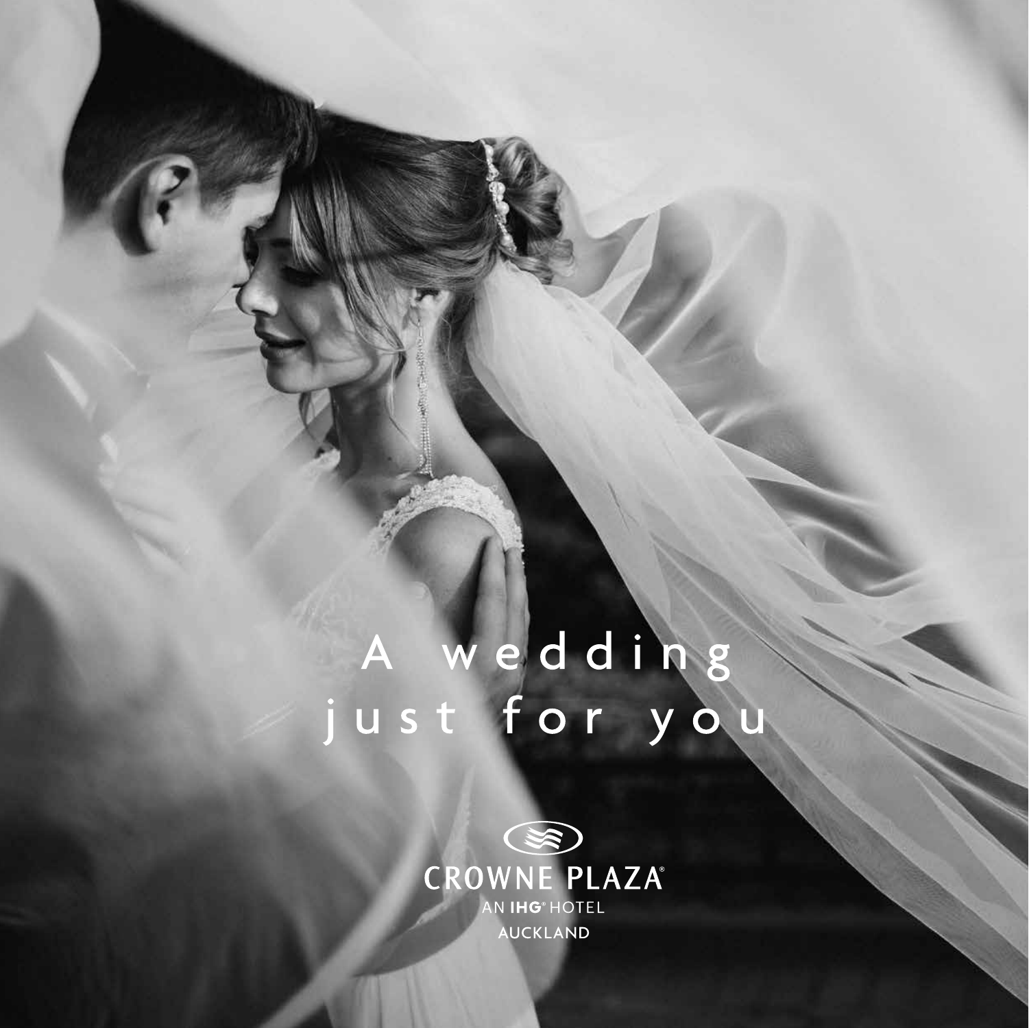# A wedding just for you

CROWNE PLAZA®

AN IHG® HOTEL

AUCKLAND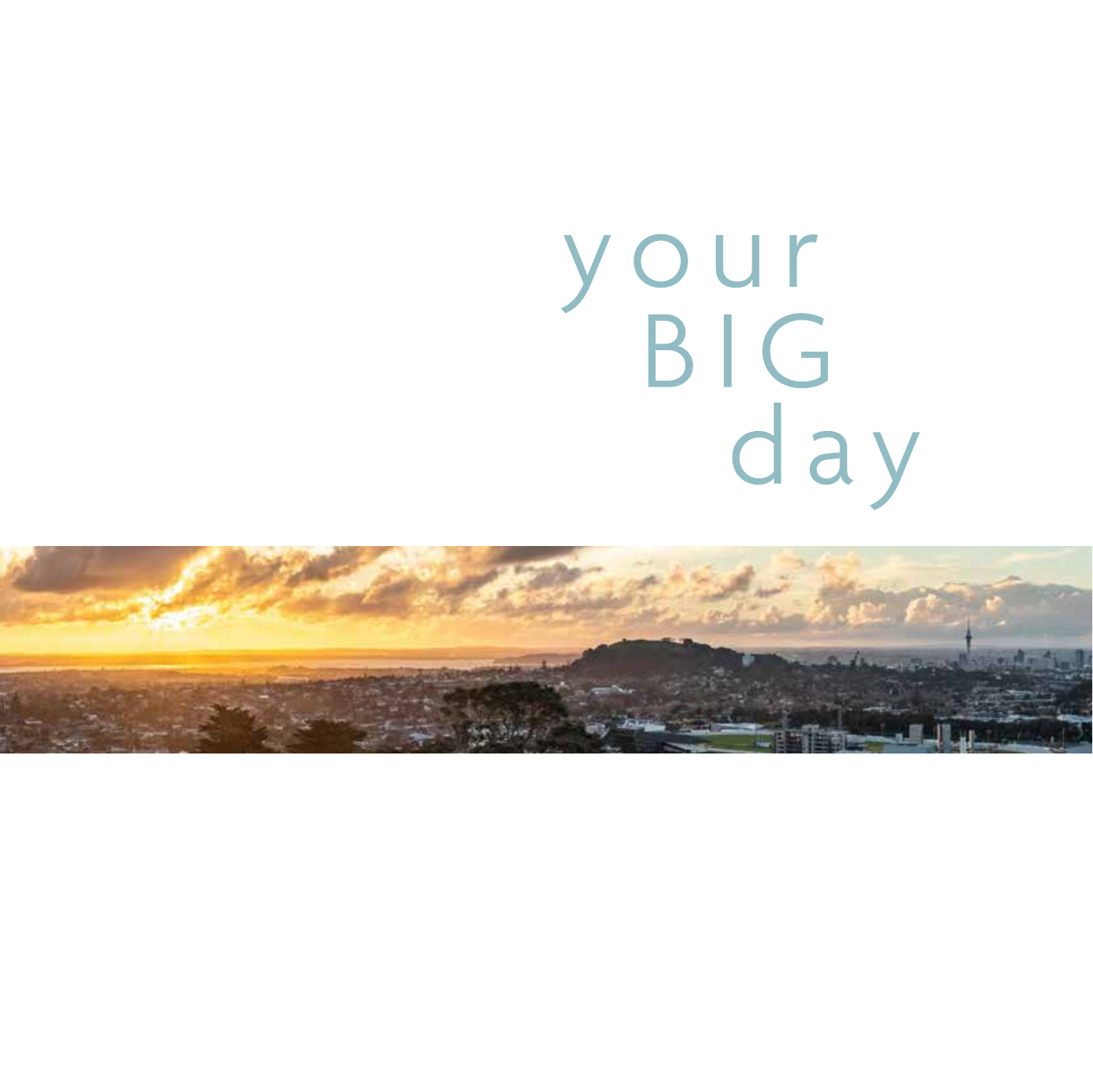# your BIG day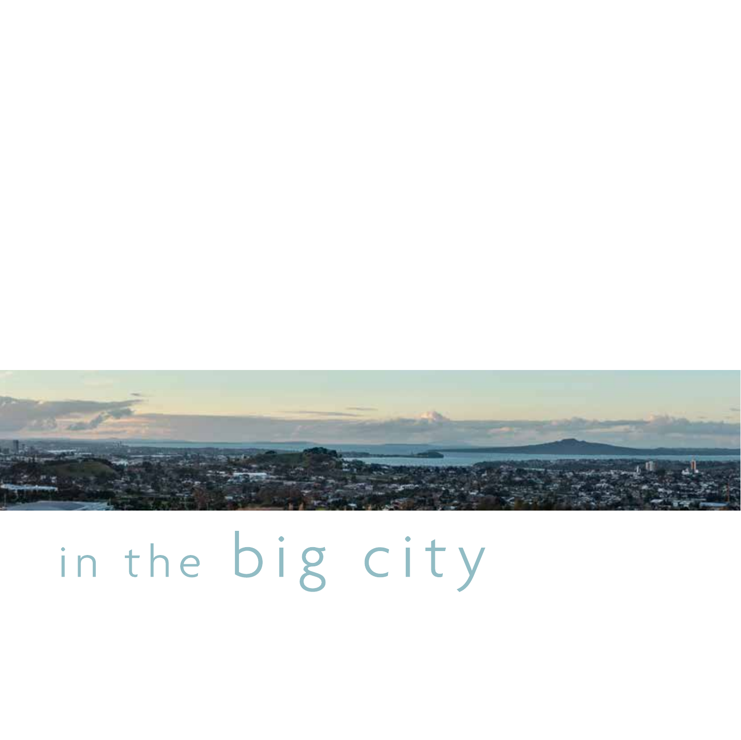# in the big city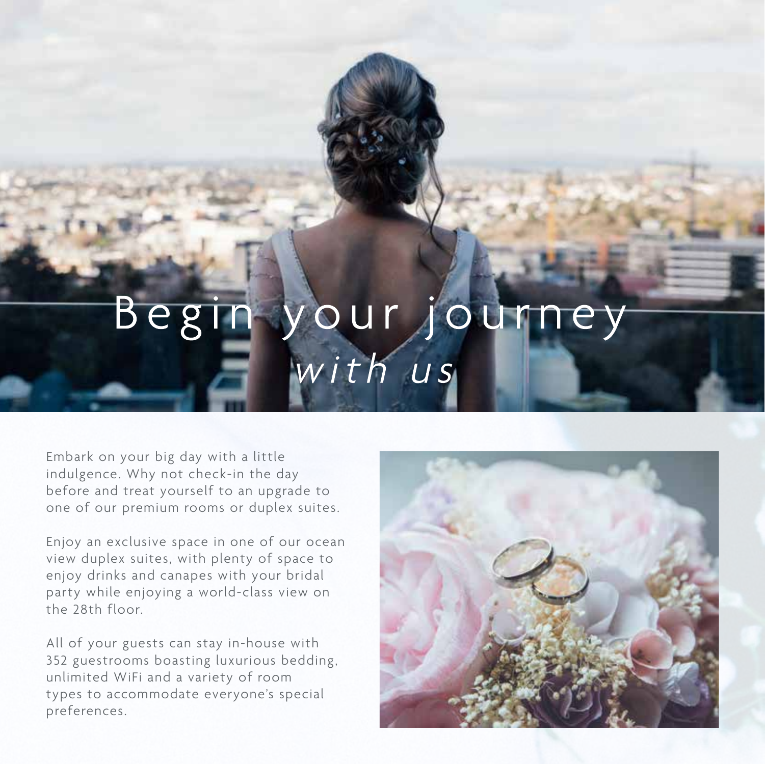# Begin your journey *with us*

Embark on your big day with a little indulgence. Why not check-in the day before and treat yourself to an upgrade to one of our premium rooms or duplex suites.

Enjoy an exclusive space in one of our ocean view duplex suites, with plenty of space to enjoy drinks and canapes with your bridal party while enjoying a world-class view on the 28th floor.

All of your guests can stay in-house with 352 guestrooms boasting luxurious bedding, unlimited WiFi and a variety of room types to accommodate everyone's special preferences.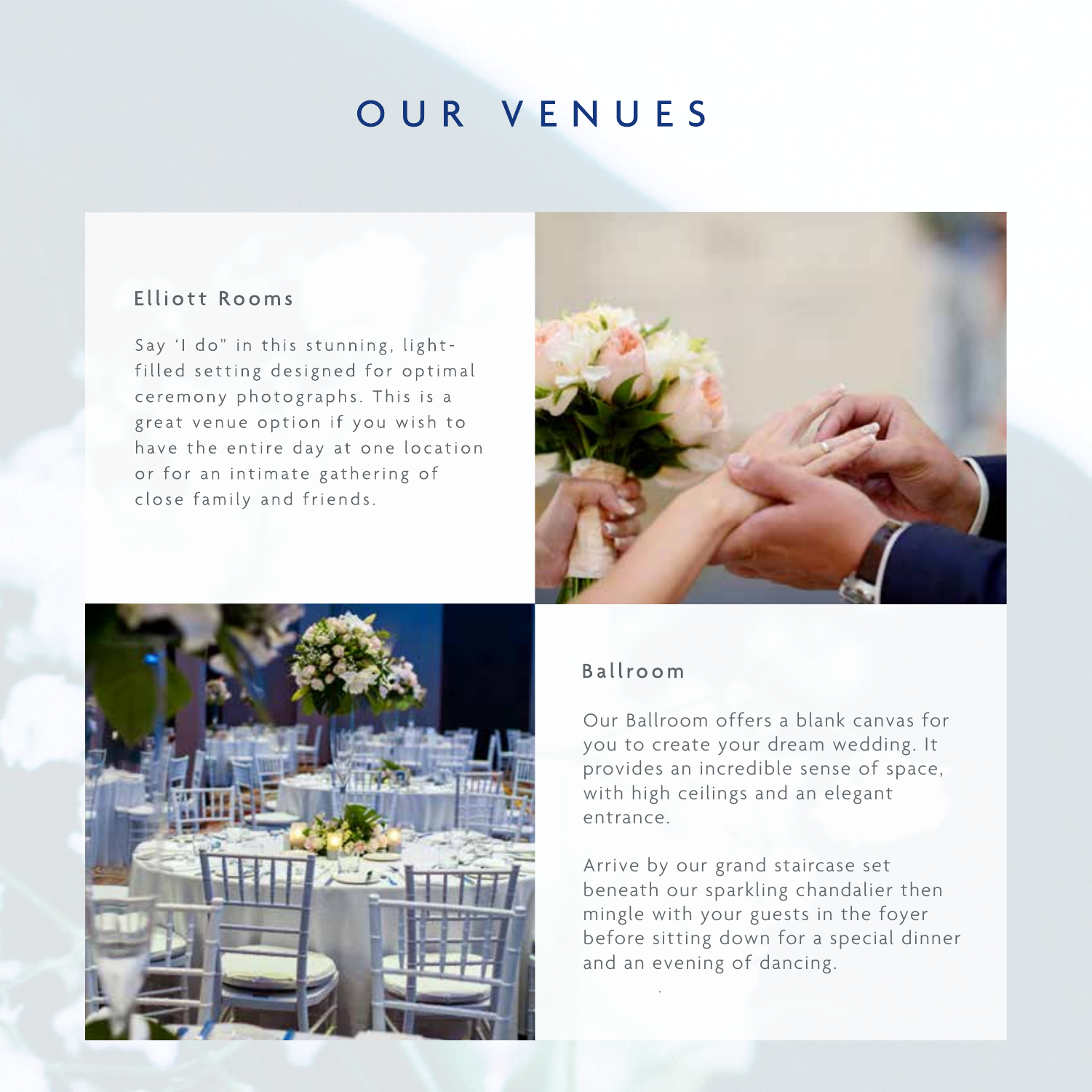# OUR VENUES

## Elliott Rooms

Say 'I do" in this stunning, light-filled setting designed for optimal ceremony photographs. This is a great venue option if you wish to have the entire day at one location or for an intimate gathering of close family and friends.

## Ballroom

Our Ballroom offers a blank canvas for you to create your dream wedding. It provides an incredible sense of space, with high ceilings and an elegant entrance.

Arrive by our grand staircase set beneath our sparkling chandalier then mingle with your guests in the foyer before sitting down for a special dinner and an evening of dancing.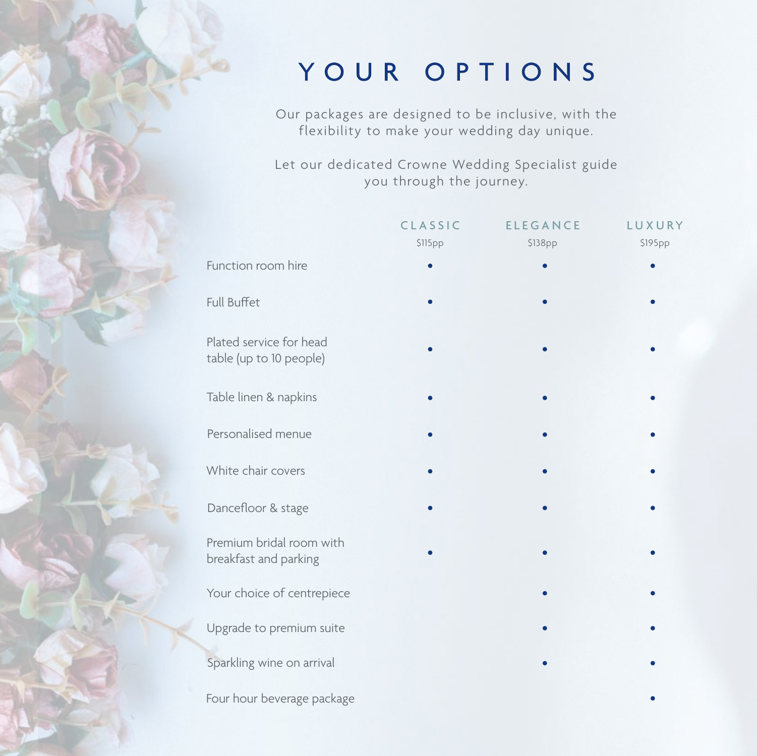# YOUR OPTIONS

Our packages are designed to be inclusive, with the flexibility to make your wedding day unique.

Let our dedicated Crowne Wedding Specialist guide you through the journey.

| | CLASSIC<br>$115pp | ELEGANCE<br>$138pp | LUXURY<br>$195pp |
|---|---|---|---|
| Function room hire | • | • | • |
| Full Buffet | • | • | • |
| Plated service for head table (up to 10 people) | • | • | • |
| Table linen & napkins | • | • | • |
| Personalised menue | • | • | • |
| White chair covers | • | • | • |
| Dancefloor & stage | • | • | • |
| Premium bridal room with breakfast and parking | • | • | • |
| Your choice of centrepiece | | • | • |
| Upgrade to premium suite | | • | • |
| Sparkling wine on arrival | | • | • |
| Four hour beverage package | | | • |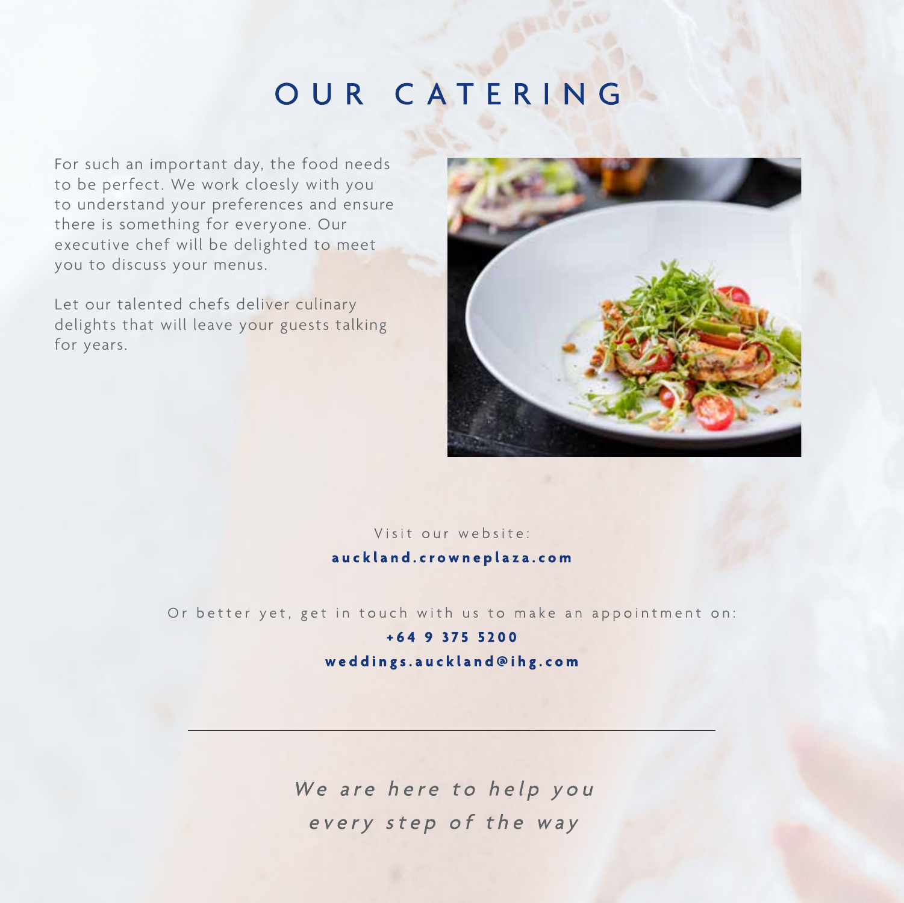# OUR CATERING

For such an important day, the food needs to be perfect. We work cloesly with you to understand your preferences and ensure there is something for everyone. Our executive chef will be delighted to meet you to discuss your menus.

Let our talented chefs deliver culinary delights that will leave your guests talking for years.

Visit our website:

**auckland.crowneplaza.com**

Or better yet, get in touch with us to make an appointment on:

**+64 9 375 5200**

**weddings.auckland@ihg.com**

---

*We are here to help you every step of the way*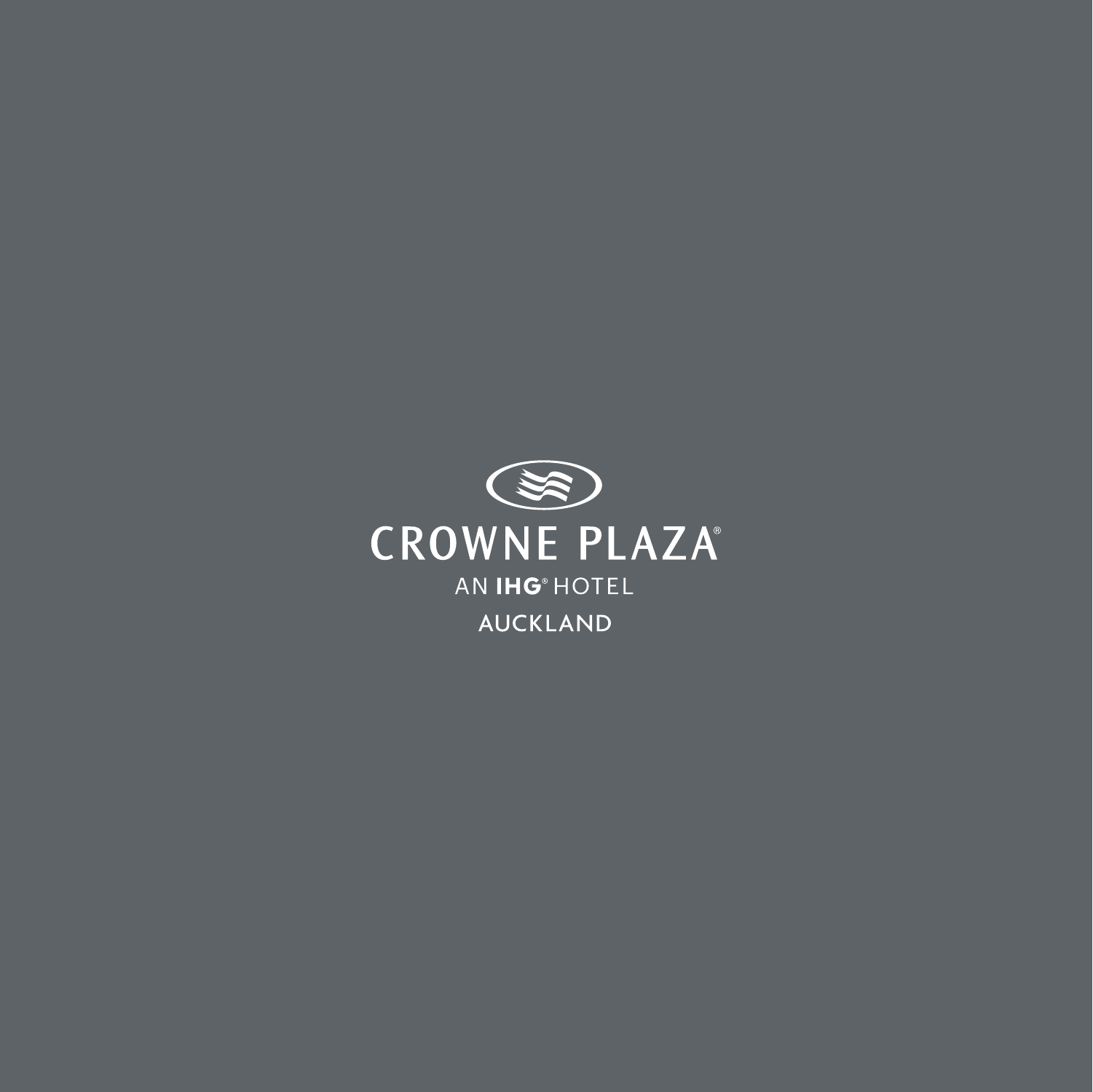CROWNE PLAZA®

AN IHG® HOTEL

AUCKLAND